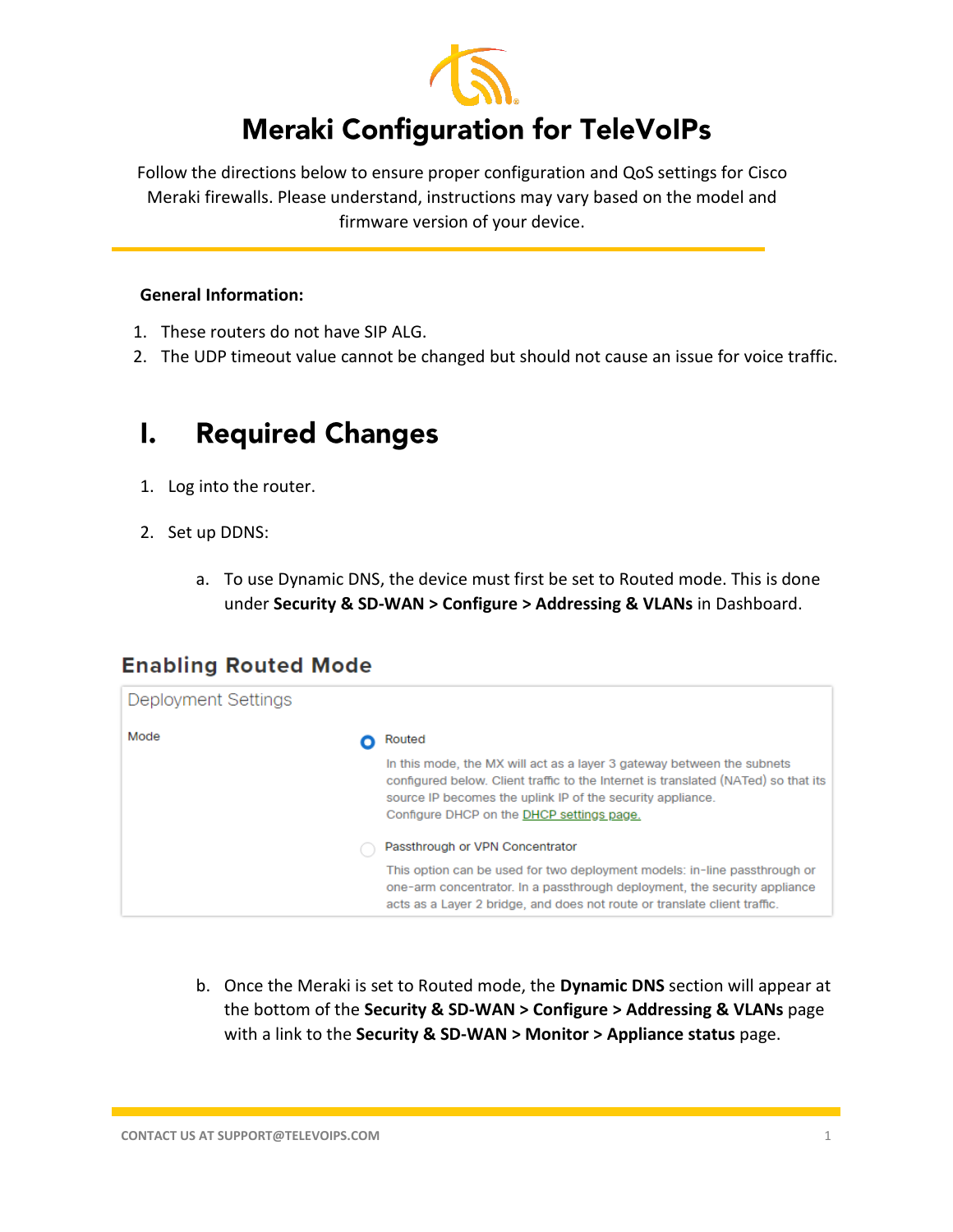# Meraki Configuration for TeleVoIPs

Follow the directions below to ensure proper configuration and QoS settings for Cisco Meraki firewalls. Please understand, instructions may vary based on the model and firmware version of your device.

**General Information:**

1. These routers do not have SIP ALG.
2. The UDP timeout value cannot be changed but should not cause an issue for voice traffic.

## I. Required Changes

1. Log into the router.

2. Set up DDNS:

   a. To use Dynamic DNS, the device must first be set to Routed mode. This is done under **Security & SD-WAN > Configure > Addressing & VLANs** in Dashboard.

### Enabling Routed Mode

Deployment Settings

Mode

- (selected) Routed

  In this mode, the MX will act as a layer 3 gateway between the subnets configured below. Client traffic to the Internet is translated (NATed) so that its source IP becomes the uplink IP of the security appliance. Configure DHCP on the DHCP settings page.

- Passthrough or VPN Concentrator

  This option can be used for two deployment models: in-line passthrough or one-arm concentrator. In a passthrough deployment, the security appliance acts as a Layer 2 bridge, and does not route or translate client traffic.

   b. Once the Meraki is set to Routed mode, the **Dynamic DNS** section will appear at the bottom of the **Security & SD-WAN > Configure > Addressing & VLANs** page with a link to the **Security & SD-WAN > Monitor > Appliance status** page.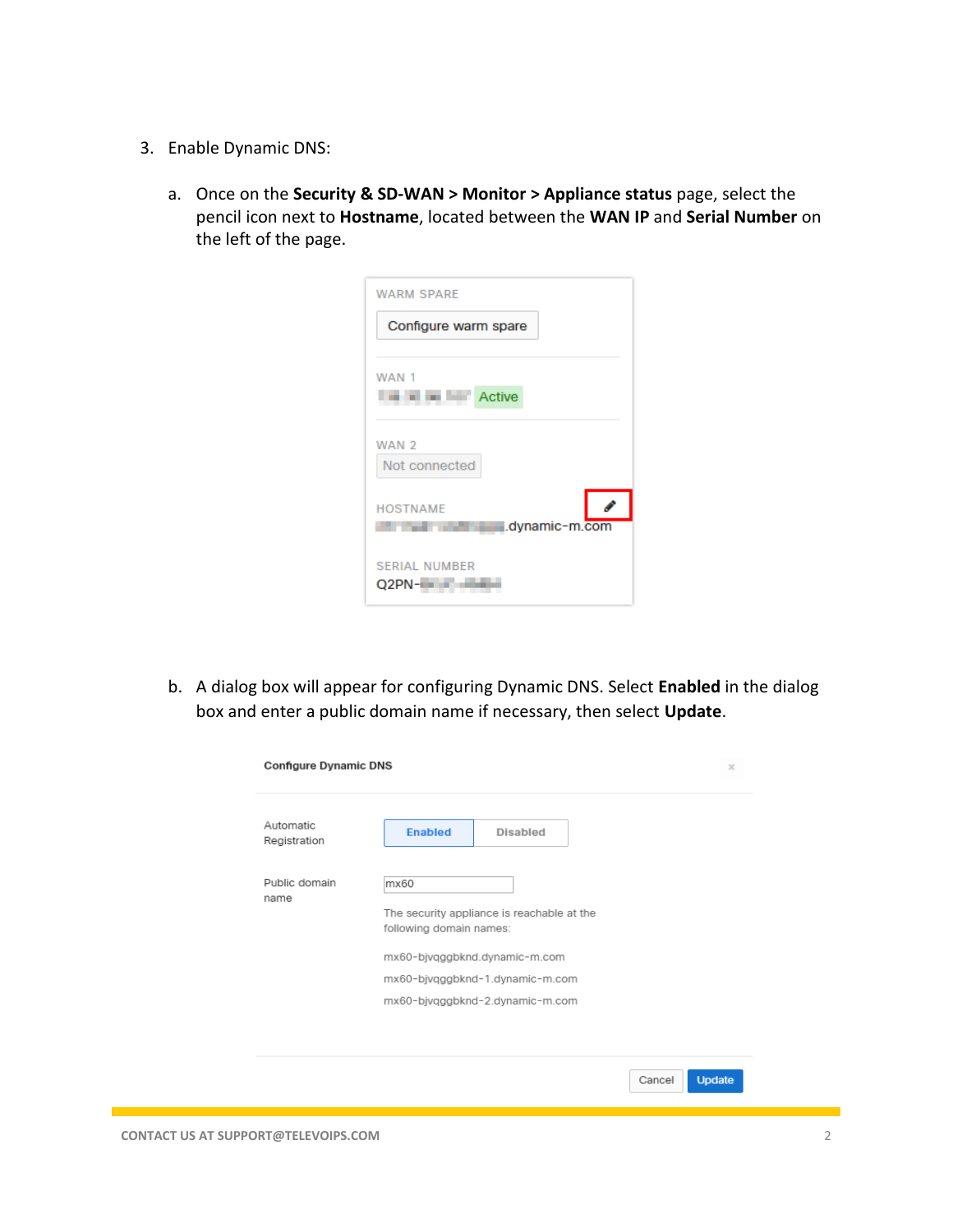3. Enable Dynamic DNS:

   a. Once on the **Security & SD-WAN > Monitor > Appliance status** page, select the pencil icon next to **Hostname**, located between the **WAN IP** and **Serial Number** on the left of the page.

   b. A dialog box will appear for configuring Dynamic DNS. Select **Enabled** in the dialog box and enter a public domain name if necessary, then select **Update**.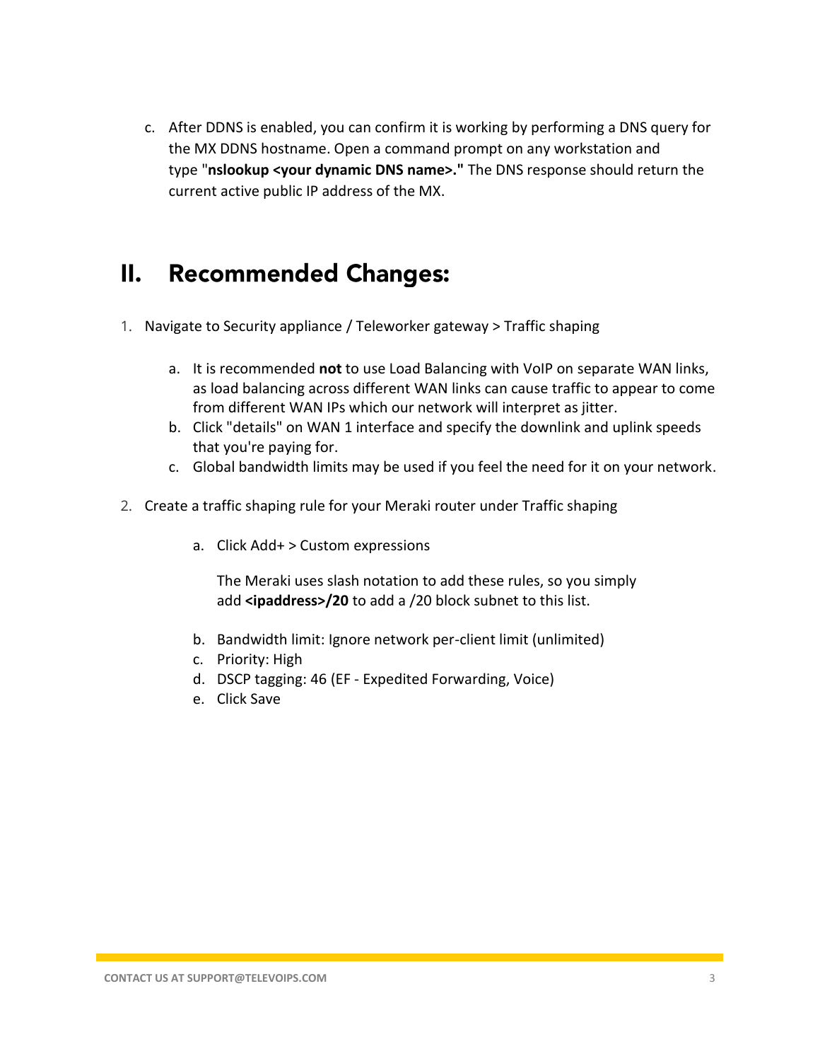c. After DDNS is enabled, you can confirm it is working by performing a DNS query for the MX DDNS hostname. Open a command prompt on any workstation and type "**nslookup <your dynamic DNS name>.**" The DNS response should return the current active public IP address of the MX.

# II. Recommended Changes:

1. Navigate to Security appliance / Teleworker gateway > Traffic shaping
   a. It is recommended **not** to use Load Balancing with VoIP on separate WAN links, as load balancing across different WAN links can cause traffic to appear to come from different WAN IPs which our network will interpret as jitter.
   b. Click "details" on WAN 1 interface and specify the downlink and uplink speeds that you're paying for.
   c. Global bandwidth limits may be used if you feel the need for it on your network.

2. Create a traffic shaping rule for your Meraki router under Traffic shaping
   a. Click Add+ > Custom expressions

      The Meraki uses slash notation to add these rules, so you simply add **<ipaddress>/20** to add a /20 block subnet to this list.

   b. Bandwidth limit: Ignore network per-client limit (unlimited)
   c. Priority: High
   d. DSCP tagging: 46 (EF - Expedited Forwarding, Voice)
   e. Click Save

CONTACT US AT SUPPORT@TELEVOIPS.COM